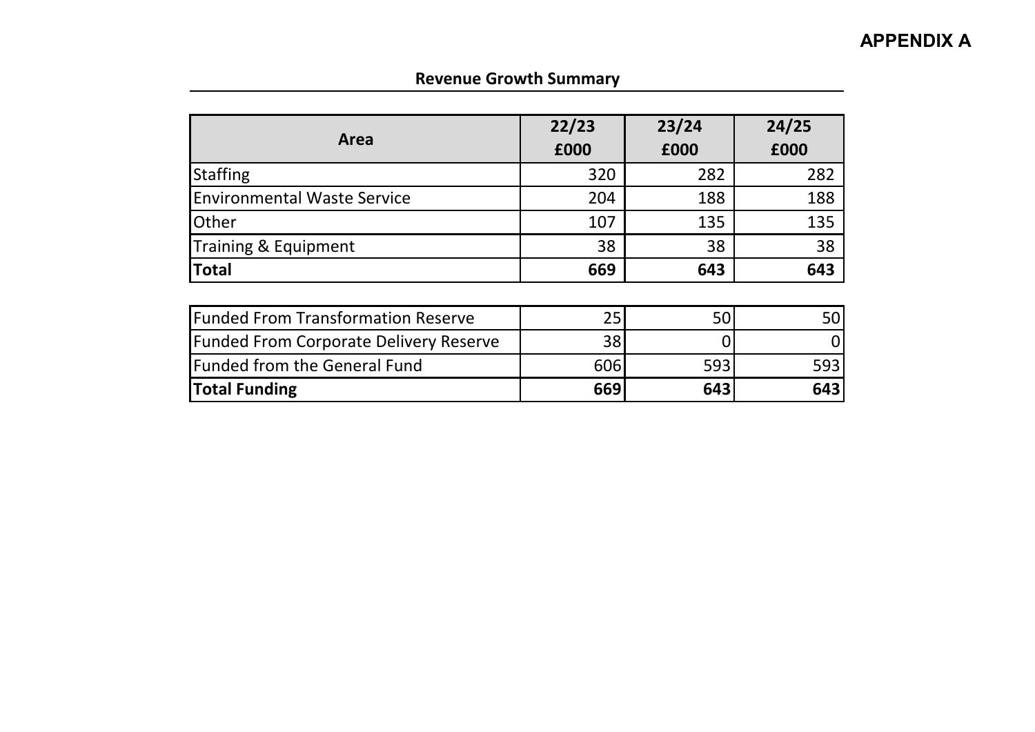**APPENDIX A**

## Revenue Growth Summary

| Area | 22/23<br>£000 | 23/24<br>£000 | 24/25<br>£000 |
|---|---|---|---|
| Staffing | 320 | 282 | 282 |
| Environmental Waste Service | 204 | 188 | 188 |
| Other | 107 | 135 | 135 |
| Training & Equipment | 38 | 38 | 38 |
| **Total** | **669** | **643** | **643** |

| | | | |
|---|---|---|---|
| Funded From Transformation Reserve | 25 | 50 | 50 |
| Funded From Corporate Delivery Reserve | 38 | 0 | 0 |
| Funded from the General Fund | 606 | 593 | 593 |
| **Total Funding** | **669** | **643** | **643** |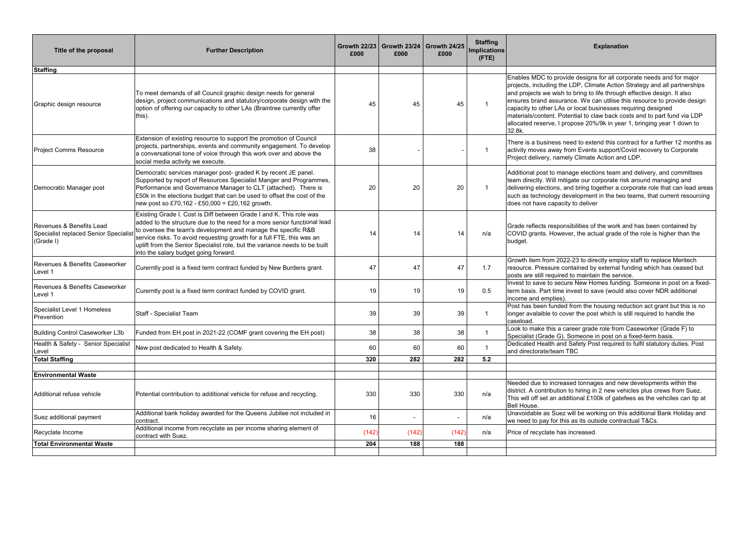| Title of the proposal | Further Description | Growth 22/23 £000 | Growth 23/24 £000 | Growth 24/25 £000 | Staffing Implications (FTE) | Explanation |
|---|---|---|---|---|---|---|
| **Staffing** | | | | | | |
| Graphic design resource | To meet demands of all Council graphic design needs for general design, project communications and statutory/corporate design with the option of offering our capacity to other LAs (Braintree currently offer this). | 45 | 45 | 45 | 1 | Enables MDC to provide designs for all corporate needs and for major projects, including the LDP, Climate Action Strategy and all partnerships and projects we wish to bring to life through effective design. It also ensures brand assurance. We can utilise this resource to provide design capacity to other LAs or local businesses requiring designed materials/content. Potential to claw back costs and to part fund via LDP allocated reserve, I propose 20%/9k in year 1, bringing year 1 down to 32.8k. |
| Project Comms Resource | Extension of existing resource to support the promotion of Council projects, partnerships, events and community engagement. To develop a conversational tone of voice through this work over and above the social media activity we execute. | 38 | - | - | 1 | There is a business need to extend this contract for a further 12 months as activity moves away from Events support/Covid recovery to Corporate Project delivery, namely Climate Action and LDP. |
| Democratic Manager post | Democratic services manager post- graded K by recent JE panel. Supported by report of Resources Specialist Manger and Programmes, Performance and Governance Manager to CLT (attached). There is £50k in the elections budget that can be used to offset the cost of the new post so £70,162 - £50,000 = £20,162 growth. | 20 | 20 | 20 | 1 | Additional post to manage elections team and delivery, and committees team directly. Will mitigate our corporate risk around managing and delivering elections, and bring together a corporate role that can lead areas such as technology development in the two teams, that current resourcing does not have capacity to deliver |
| Revenues & Benefits Lead Specialist replaced Senior Specialist (Grade I) | Existing Grade I. Cost is Diff between Grade I and K. This role was added to the structure due to the need for a more senior functional lead to oversee the team's development and manage the specific R&B service risks. To avoid requesting growth for a full FTE, this was an uplift from the Senior Specialist role, but the variance needs to be built into the salary budget going forward. | 14 | 14 | 14 | n/a | Grade reflects responsibilities of the work and has been contained by COVID grants. However, the actual grade of the role is higher than the budget. |
| Revenues & Benefits Caseworker Level 1 | Curerntly post is a fixed term contract funded by New Burdens grant. | 47 | 47 | 47 | 1.7 | Growth item from 2022-23 to directly employ staff to replace Meritech resource. Pressure contained by external funding which has ceased but posts are still required to maintain the service. |
| Revenues & Benefits Caseworker Level 1 | Curerntly post is a fixed term contract funded by COVID grant. | 19 | 19 | 19 | 0.5 | Invest to save to secure New Homes funding. Someone in post on a fixed-term basis. Part time invest to save (would also cover NDR additional income and empties). |
| Specialist Level 1 Homeless Prevention | Staff - Specialist Team | 39 | 39 | 39 | 1 | Post has been funded from the housing reduction act grant but this is no longer avalaible to cover the post which is still required to handle the caseload. |
| Building Control Caseworker L3b | Funded from EH post in 2021-22 (COMF grant covering the EH post) | 38 | 38 | 38 | 1 | Look to make this a career grade role from Caseworker (Grade F) to Specialist (Grade G). Someone in post on a fixed-term basis. |
| Health & Safety - Senior Specialist Level | New post dedicated to Health & Safety. | 60 | 60 | 60 | 1 | Dedicated Health and Safety Post required to fulfil statutory duties. Post and directorate/team TBC |
| **Total Staffing** | | **320** | **282** | **282** | **5.2** | |
| | | | | | | |
| **Environmental Waste** | | | | | | |
| Additional refuse vehicle | Potential contribution to additional vehicle for refuse and recycling. | 330 | 330 | 330 | n/a | Needed due to increased tonnages and new developments within the district. A contribution to hiring in 2 new vehicles plus crews from Suez. This will off set an additional £100k of gatefees as the vehciles can tip at Bell House. |
| Suez additional payment | Additional bank holiday awarded for the Queens Jubilee not included in contract. | 16 | - | - | n/a | Unavoidable as Suez will be working on this additional Bank Holiday and we need to pay for this as its outside contractual T&Cs. |
| Recyclate Income | Additional income from recyclate as per income sharing element of contract with Suez. | (142) | (142) | (142) | n/a | Price of recyclate has increased. |
| **Total Environmental Waste** | | **204** | **188** | **188** | | |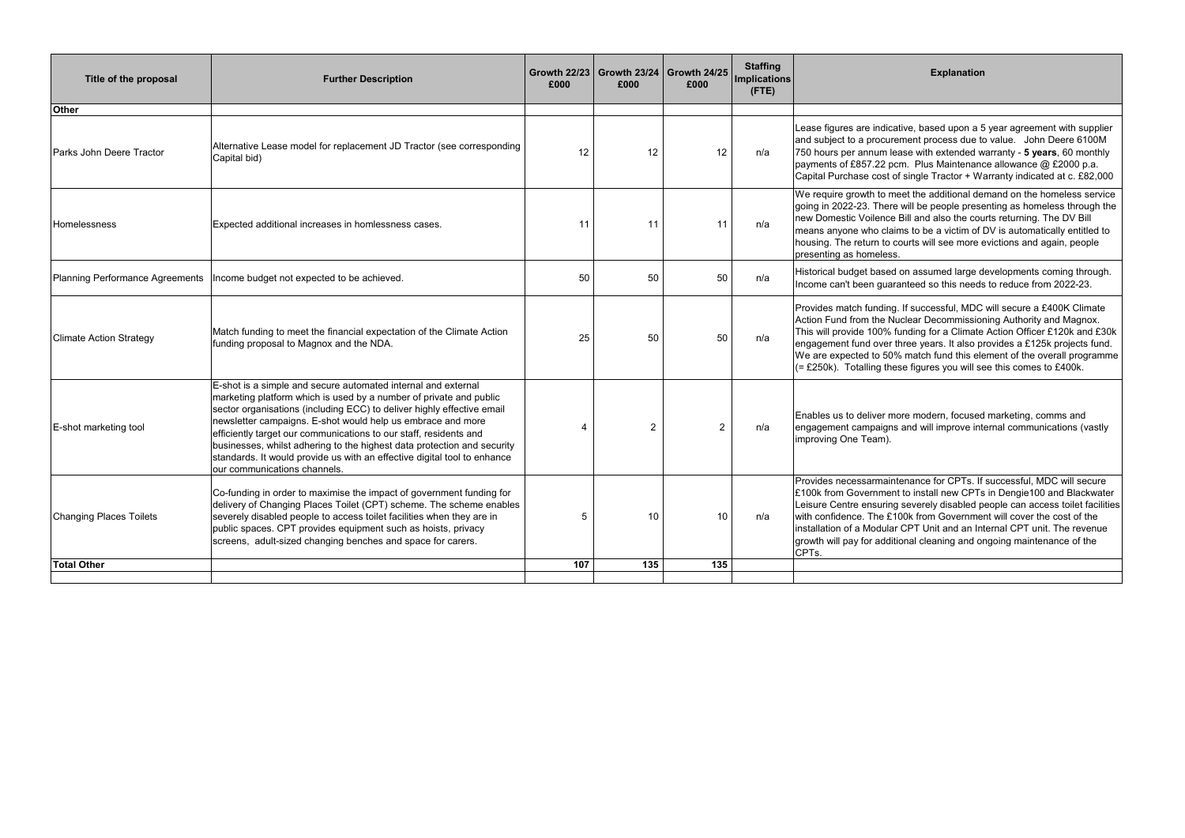| Title of the proposal | Further Description | Growth 22/23 £000 | Growth 23/24 £000 | Growth 24/25 £000 | Staffing Implications (FTE) | Explanation |
|---|---|---|---|---|---|---|
| **Other** | | | | | | |
| Parks John Deere Tractor | Alternative Lease model for replacement JD Tractor (see corresponding Capital bid) | 12 | 12 | 12 | n/a | Lease figures are indicative, based upon a 5 year agreement with supplier and subject to a procurement process due to value. John Deere 6100M 750 hours per annum lease with extended warranty - **5 years**, 60 monthly payments of £857.22 pcm. Plus Maintenance allowance @ £2000 p.a. Capital Purchase cost of single Tractor + Warranty indicated at c. £82,000 |
| Homelessness | Expected additional increases in homlessness cases. | 11 | 11 | 11 | n/a | We require growth to meet the additional demand on the homeless service going in 2022-23. There will be people presenting as homeless through the new Domestic Voilence Bill and also the courts returning. The DV Bill means anyone who claims to be a victim of DV is automatically entitled to housing. The return to courts will see more evictions and again, people presenting as homeless. |
| Planning Performance Agreements | Income budget not expected to be achieved. | 50 | 50 | 50 | n/a | Historical budget based on assumed large developments coming through. Income can't been guaranteed so this needs to reduce from 2022-23. |
| Climate Action Strategy | Match funding to meet the financial expectation of the Climate Action funding proposal to Magnox and the NDA. | 25 | 50 | 50 | n/a | Provides match funding. If successful, MDC will secure a £400K Climate Action Fund from the Nuclear Decommissioning Authority and Magnox. This will provide 100% funding for a Climate Action Officer £120k and £30k engagement fund over three years. It also provides a £125k projects fund. We are expected to 50% match fund this element of the overall programme (= £250k). Totalling these figures you will see this comes to £400k. |
| E-shot marketing tool | E-shot is a simple and secure automated internal and external marketing platform which is used by a number of private and public sector organisations (including ECC) to deliver highly effective email newsletter campaigns. E-shot would help us embrace and more efficiently target our communications to our staff, residents and businesses, whilst adhering to the highest data protection and security standards. It would provide us with an effective digital tool to enhance our communications channels. | 4 | 2 | 2 | n/a | Enables us to deliver more modern, focused marketing, comms and engagement campaigns and will improve internal communications (vastly improving One Team). |
| Changing Places Toilets | Co-funding in order to maximise the impact of government funding for delivery of Changing Places Toilet (CPT) scheme. The scheme enables severely disabled people to access toilet facilities when they are in public spaces. CPT provides equipment such as hoists, privacy screens, adult-sized changing benches and space for carers. | 5 | 10 | 10 | n/a | Provides necessarmaintenance for CPTs. If successful, MDC will secure £100k from Government to install new CPTs in Dengie100 and Blackwater Leisure Centre ensuring severely disabled people can access toilet facilities with confidence. The £100k from Government will cover the cost of the installation of a Modular CPT Unit and an Internal CPT unit. The revenue growth will pay for additional cleaning and ongoing maintenance of the CPTs. |
| **Total Other** | | **107** | **135** | **135** | | |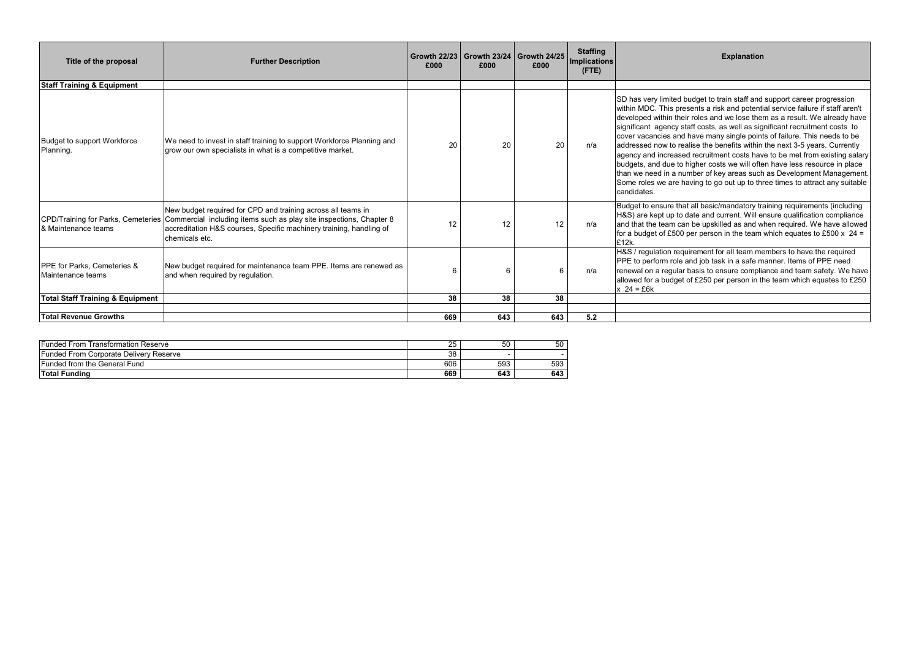| Title of the proposal | Further Description | Growth 22/23 £000 | Growth 23/24 £000 | Growth 24/25 £000 | Staffing Implications (FTE) | Explanation |
|---|---|---|---|---|---|---|
| **Staff Training & Equipment** | | | | | | |
| Budget to support Workforce Planning. | We need to invest in staff training to support Workforce Planning and grow our own specialists in what is a competitive market. | 20 | 20 | 20 | n/a | SD has very limited budget to train staff and support career progression within MDC. This presents a risk and potential service failure if staff aren't developed within their roles and we lose them as a result. We already have significant agency staff costs, as well as significant recruitment costs to cover vacancies and have many single points of failure. This needs to be addressed now to realise the benefits within the next 3-5 years. Currently agency and increased recruitment costs have to be met from existing salary budgets, and due to higher costs we will often have less resource in place than we need in a number of key areas such as Development Management. Some roles we are having to go out up to three times to attract any suitable candidates. |
| CPD/Training for Parks, Cemeteries & Maintenance teams | New budget required for CPD and training across all teams in Commercial including items such as play site inspections, Chapter 8 accreditation H&S courses, Specific machinery training, handling of chemicals etc. | 12 | 12 | 12 | n/a | Budget to ensure that all basic/mandatory training requirements (including H&S) are kept up to date and current. Will ensure qualification compliance and that the team can be upskilled as and when required. We have allowed for a budget of £500 per person in the team which equates to £500 x 24 = £12k. |
| PPE for Parks, Cemeteries & Maintenance teams | New budget required for maintenance team PPE. Items are renewed as and when required by regulation. | 6 | 6 | 6 | n/a | H&S / regulation requirement for all team members to have the required PPE to perform role and job task in a safe manner. Items of PPE need renewal on a regular basis to ensure compliance and team safety. We have allowed for a budget of £250 per person in the team which equates to £250 x 24 = £6k |
| **Total Staff Training & Equipment** | | **38** | **38** | **38** | | |
| | | | | | | |
| **Total Revenue Growths** | | **669** | **643** | **643** | **5.2** | |

| | | | |
|---|---|---|---|
| Funded From Transformation Reserve | 25 | 50 | 50 |
| Funded From Corporate Delivery Reserve | 38 | - | - |
| Funded from the General Fund | 606 | 593 | 593 |
| **Total Funding** | **669** | **643** | **643** |